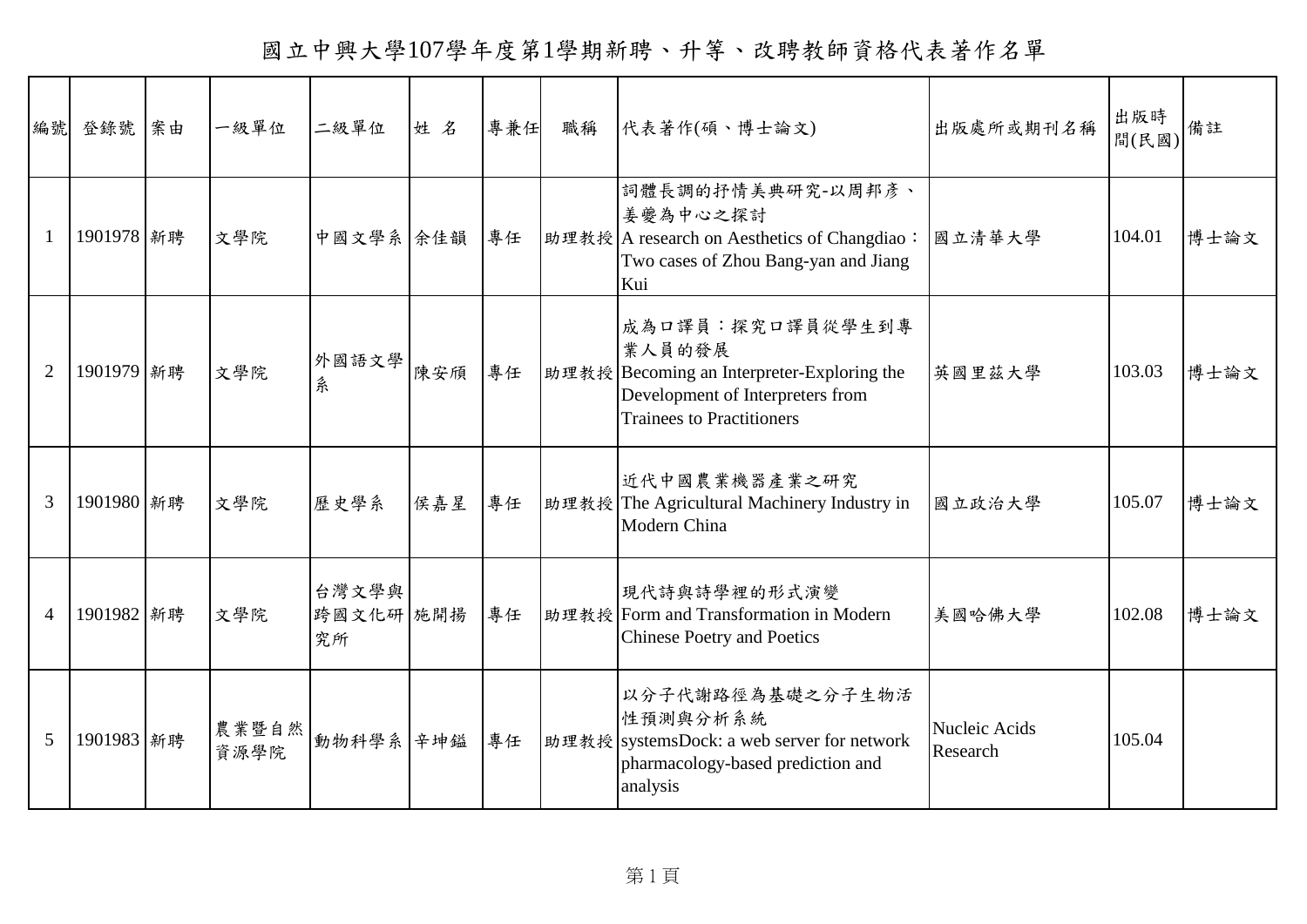# 國立中興大學107學年度第1學期新聘、升等、改聘教師資格代表著作名單

| 編號 | 登錄號 | 案由 | 一級單位 | 二級單位 | 姓 名 | 專兼任 | 職稱 | 代表著作(碩、博士論文) | 出版處所或期刊名稱 | 出版時間(民國) | 備註 |
|---|---|---|---|---|---|---|---|---|---|---|---|
| 1 | 1901978 | 新聘 | 文學院 | 中國文學系 | 余佳韻 | 專任 | 助理教授 | 詞體長調的抒情美典研究-以周邦彥、姜夔為中心之探討 A research on Aesthetics of Changdiao：Two cases of Zhou Bang-yan and Jiang Kui | 國立清華大學 | 104.01 | 博士論文 |
| 2 | 1901979 | 新聘 | 文學院 | 外國語文學系 | 陳安頎 | 專任 | 助理教授 | 成為口譯員：探究口譯員從學生到專業人員的發展 Becoming an Interpreter-Exploring the Development of Interpreters from Trainees to Practitioners | 英國里茲大學 | 103.03 | 博士論文 |
| 3 | 1901980 | 新聘 | 文學院 | 歷史學系 | 侯嘉星 | 專任 | 助理教授 | 近代中國農業機器產業之研究 The Agricultural Machinery Industry in Modern China | 國立政治大學 | 105.07 | 博士論文 |
| 4 | 1901982 | 新聘 | 文學院 | 台灣文學與跨國文化研究所 | 施開揚 | 專任 | 助理教授 | 現代詩與詩學裡的形式演變 Form and Transformation in Modern Chinese Poetry and Poetics | 美國哈佛大學 | 102.08 | 博士論文 |
| 5 | 1901983 | 新聘 | 農業暨自然資源學院 | 動物科學系 | 辛坤鎰 | 專任 | 助理教授 | 以分子代謝路徑為基礎之分子生物活性預測與分析系統 systemsDock: a web server for network pharmacology-based prediction and analysis | Nucleic Acids Research | 105.04 | |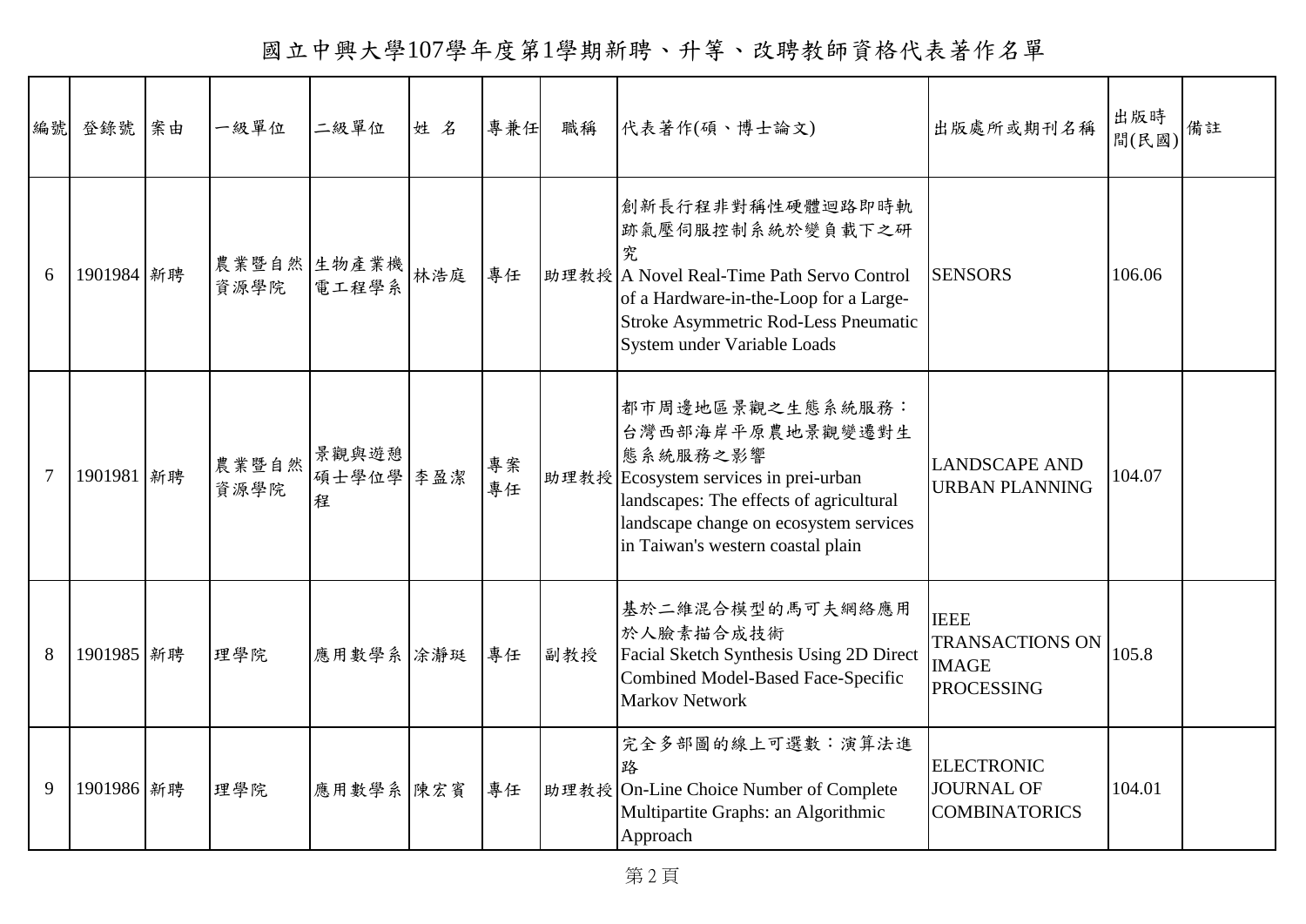# 國立中興大學107學年度第1學期新聘、升等、改聘教師資格代表著作名單

| 編號 | 登錄號 | 案由 | 一級單位 | 二級單位 | 姓 名 | 專兼任 | 職稱 | 代表著作(碩、博士論文) | 出版處所或期刊名稱 | 出版時間(民國) | 備註 |
|---|---|---|---|---|---|---|---|---|---|---|---|
| 6 | 1901984 | 新聘 | 農業暨自然資源學院 | 生物產業機電工程學系 | 林浩庭 | 專任 | 助理教授 | 創新長行程非對稱性硬體迴路即時軌跡氣壓伺服控制系統於變負載下之研究<br>A Novel Real-Time Path Servo Control of a Hardware-in-the-Loop for a Large-Stroke Asymmetric Rod-Less Pneumatic System under Variable Loads | SENSORS | 106.06 | |
| 7 | 1901981 | 新聘 | 農業暨自然資源學院 | 景觀與遊憩碩士學位學程 | 李盈潔 | 專案專任 | 助理教授 | 都市周邊地區景觀之生態系統服務：台灣西部海岸平原農地景觀變遷對生態系統服務之影響<br>Ecosystem services in prei-urban landscapes: The effects of agricultural landscape change on ecosystem services in Taiwan's western coastal plain | LANDSCAPE AND URBAN PLANNING | 104.07 | |
| 8 | 1901985 | 新聘 | 理學院 | 應用數學系 | 涂瀞珽 | 專任 | 副教授 | 基於二維混合模型的馬可夫網絡應用於人臉素描合成技術<br>Facial Sketch Synthesis Using 2D Direct Combined Model-Based Face-Specific Markov Network | IEEE TRANSACTIONS ON IMAGE PROCESSING | 105.8 | |
| 9 | 1901986 | 新聘 | 理學院 | 應用數學系 | 陳宏賓 | 專任 | 助理教授 | 完全多部圖的線上可選數：演算法進路<br>On-Line Choice Number of Complete Multipartite Graphs: an Algorithmic Approach | ELECTRONIC JOURNAL OF COMBINATORICS | 104.01 | |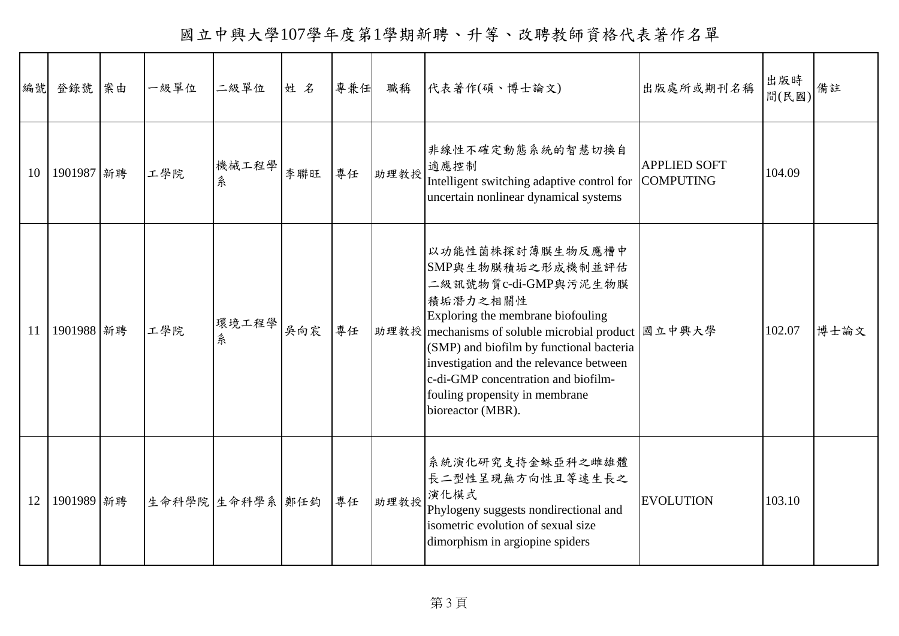# 國立中興大學107學年度第1學期新聘、升等、改聘教師資格代表著作名單

| 編號 | 登錄號 | 案由 | 一級單位 | 二級單位 | 姓 名 | 專兼任 | 職稱 | 代表著作(碩、博士論文) | 出版處所或期刊名稱 | 出版時間(民國) | 備註 |
|---|---|---|---|---|---|---|---|---|---|---|---|
| 10 | 1901987 | 新聘 | 工學院 | 機械工程學系 | 李聯旺 | 專任 | 助理教授 | 非線性不確定動態系統的智慧切換自適應控制 Intelligent switching adaptive control for uncertain nonlinear dynamical systems | APPLIED SOFT COMPUTING | 104.09 | |
| 11 | 1901988 | 新聘 | 工學院 | 環境工程學系 | 吳向宸 | 專任 | 助理教授 | 以功能性菌株探討薄膜生物反應槽中SMP與生物膜積垢之形成機制並評估二級訊號物質c-di-GMP與污泥生物膜積垢潛力之相關性 Exploring the membrane biofouling mechanisms of soluble microbial product (SMP) and biofilm by functional bacteria investigation and the relevance between c-di-GMP concentration and biofilm-fouling propensity in membrane bioreactor (MBR). | 國立中興大學 | 102.07 | 博士論文 |
| 12 | 1901989 | 新聘 | 生命科學院 | 生命科學系 | 鄭任鈞 | 專任 | 助理教授 | 系統演化研究支持金蛛亞科之雌雄體長二型性呈現無方向性且等速生長之演化模式 Phylogeny suggests nondirectional and isometric evolution of sexual size dimorphism in argiopine spiders | EVOLUTION | 103.10 | |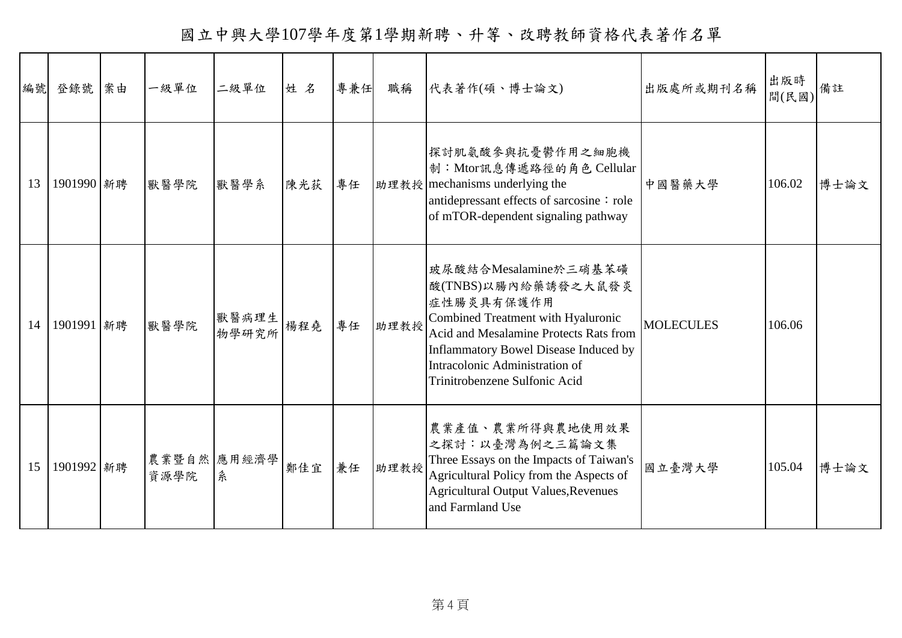# 國立中興大學107學年度第1學期新聘、升等、改聘教師資格代表著作名單

| 編號 | 登錄號 | 案由 | 一級單位 | 二級單位 | 姓 名 | 專兼任 | 職稱 | 代表著作(碩、博士論文) | 出版處所或期刊名稱 | 出版時間(民國) | 備註 |
|---|---|---|---|---|---|---|---|---|---|---|---|
| 13 | 1901990 | 新聘 | 獸醫學院 | 獸醫學系 | 陳光荻 | 專任 | 助理教授 | 探討肌氨酸參與抗憂鬱作用之細胞機制：Mtor訊息傳遞路徑的角色 Cellular mechanisms underlying the antidepressant effects of sarcosine：role of mTOR-dependent signaling pathway | 中國醫藥大學 | 106.02 | 博士論文 |
| 14 | 1901991 | 新聘 | 獸醫學院 | 獸醫病理生物學研究所 | 楊程堯 | 專任 | 助理教授 | 玻尿酸結合Mesalamine於三硝基苯磺酸(TNBS)以腸內給藥誘發之大鼠發炎症性腸炎具有保護作用 Combined Treatment with Hyaluronic Acid and Mesalamine Protects Rats from Inflammatory Bowel Disease Induced by Intracolonic Administration of Trinitrobenzene Sulfonic Acid | MOLECULES | 106.06 | |
| 15 | 1901992 | 新聘 | 農業暨自然資源學院 | 應用經濟學系 | 鄭佳宜 | 兼任 | 助理教授 | 農業產值、農業所得與農地使用效果之探討：以臺灣為例之三篇論文集 Three Essays on the Impacts of Taiwan's Agricultural Policy from the Aspects of Agricultural Output Values,Revenues and Farmland Use | 國立臺灣大學 | 105.04 | 博士論文 |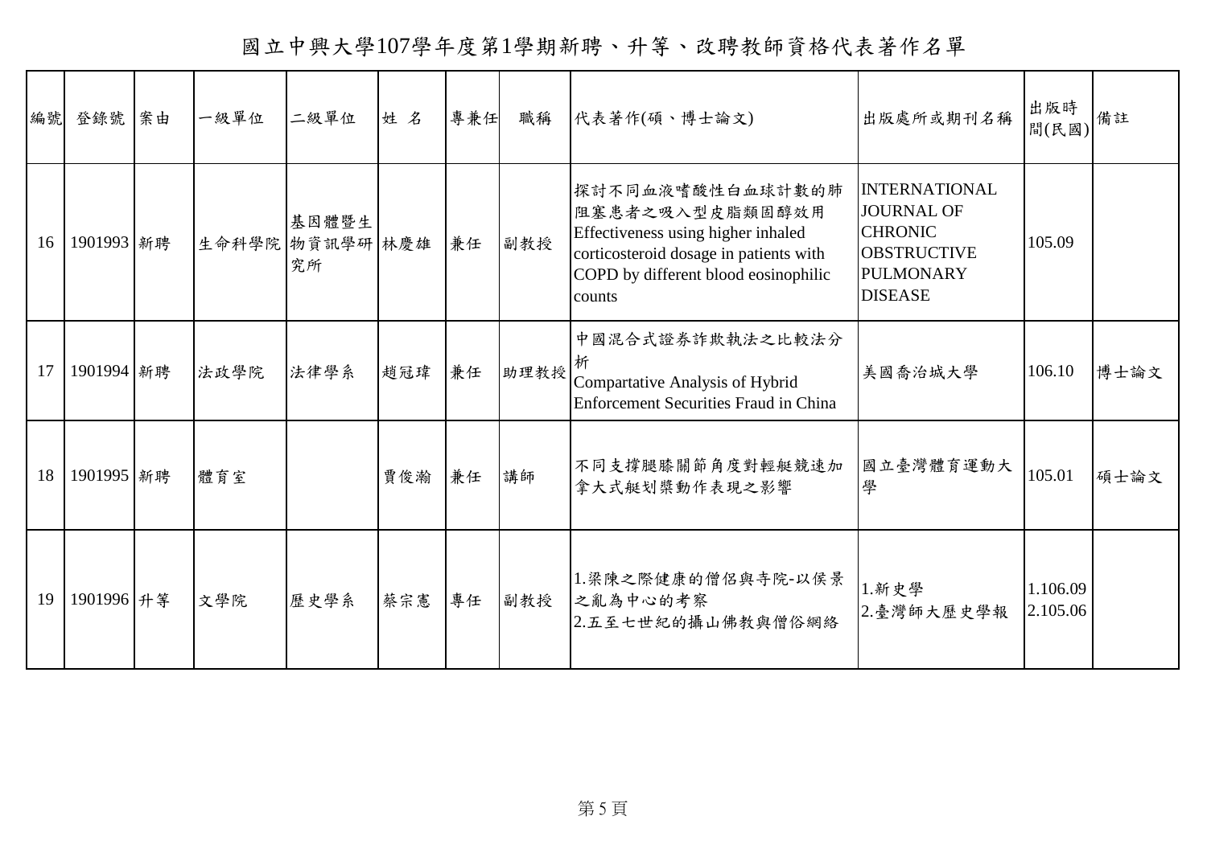# 國立中興大學107學年度第1學期新聘、升等、改聘教師資格代表著作名單

| 編號 | 登錄號 | 案由 | 一級單位 | 二級單位 | 姓 名 | 專兼任 | 職稱 | 代表著作(碩、博士論文) | 出版處所或期刊名稱 | 出版時間(民國) | 備註 |
|---|---|---|---|---|---|---|---|---|---|---|---|
| 16 | 1901993 | 新聘 | 生命科學院 | 基因體暨生物資訊學研究所 | 林慶雄 | 兼任 | 副教授 | 探討不同血液嗜酸性白血球計數的肺阻塞患者之吸入型皮脂類固醇效用 Effectiveness using higher inhaled corticosteroid dosage in patients with COPD by different blood eosinophilic counts | INTERNATIONAL JOURNAL OF CHRONIC OBSTRUCTIVE PULMONARY DISEASE | 105.09 | |
| 17 | 1901994 | 新聘 | 法政學院 | 法律學系 | 趙冠瑋 | 兼任 | 助理教授 | 中國混合式證券詐欺執法之比較法分析 Compartative Analysis of Hybrid Enforcement Securities Fraud in China | 美國喬治城大學 | 106.10 | 博士論文 |
| 18 | 1901995 | 新聘 | 體育室 | | 賈俊瀚 | 兼任 | 講師 | 不同支撐腿膝關節角度對輕艇競速加拿大式艇划槳動作表現之影響 | 國立臺灣體育運動大學 | 105.01 | 碩士論文 |
| 19 | 1901996 | 升等 | 文學院 | 歷史學系 | 蔡宗憲 | 專任 | 副教授 | 1.梁陳之際健康的僧侶與寺院-以侯景之亂為中心的考察<br>2.五至七世紀的攝山佛教與僧俗網絡 | 1.新史學<br>2.臺灣師大歷史學報 | 1.106.09<br>2.105.06 | |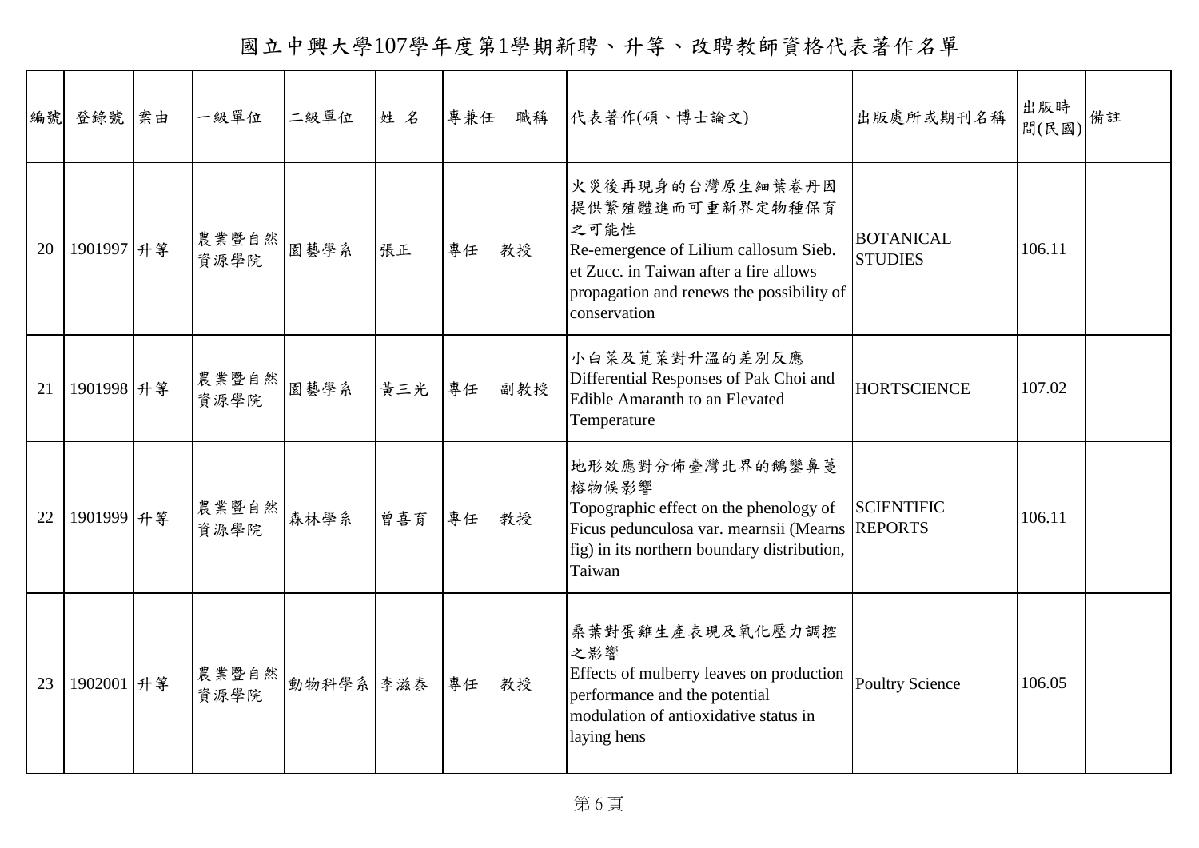# 國立中興大學107學年度第1學期新聘、升等、改聘教師資格代表著作名單

| 編號 | 登錄號 | 案由 | 一級單位 | 二級單位 | 姓 名 | 專兼任 | 職稱 | 代表著作(碩、博士論文) | 出版處所或期刊名稱 | 出版時間(民國) | 備註 |
|---|---|---|---|---|---|---|---|---|---|---|---|
| 20 | 1901997 | 升等 | 農業暨自然資源學院 | 園藝學系 | 張正 | 專任 | 教授 | 火災後再現身的台灣原生細葉卷丹因提供繁殖體進而可重新界定物種保育之可能性 Re-emergence of Lilium callosum Sieb. et Zucc. in Taiwan after a fire allows propagation and renews the possibility of conservation | BOTANICAL STUDIES | 106.11 | |
| 21 | 1901998 | 升等 | 農業暨自然資源學院 | 園藝學系 | 黃三光 | 專任 | 副教授 | 小白菜及莧菜對升溫的差別反應 Differential Responses of Pak Choi and Edible Amaranth to an Elevated Temperature | HORTSCIENCE | 107.02 | |
| 22 | 1901999 | 升等 | 農業暨自然資源學院 | 森林學系 | 曾喜育 | 專任 | 教授 | 地形效應對分佈臺灣北界的鵝鑾鼻蔓榕物候影響 Topographic effect on the phenology of Ficus pedunculosa var. mearnsii (Mearns fig) in its northern boundary distribution, Taiwan | SCIENTIFIC REPORTS | 106.11 | |
| 23 | 1902001 | 升等 | 農業暨自然資源學院 | 動物科學系 | 李滋泰 | 專任 | 教授 | 桑葉對蛋雞生產表現及氧化壓力調控之影響 Effects of mulberry leaves on production performance and the potential modulation of antioxidative status in laying hens | Poultry Science | 106.05 | |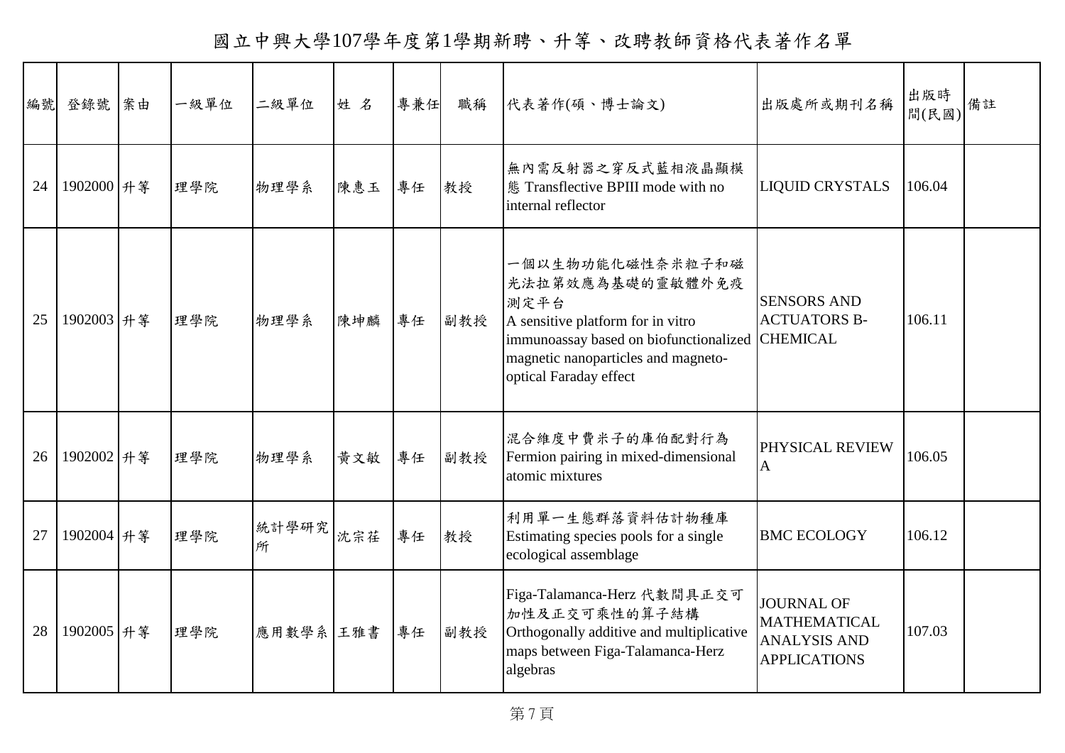# 國立中興大學107學年度第1學期新聘、升等、改聘教師資格代表著作名單

| 編號 | 登錄號 | 案由 | 一級單位 | 二級單位 | 姓 名 | 專兼任 | 職稱 | 代表著作(碩、博士論文) | 出版處所或期刊名稱 | 出版時間(民國) | 備註 |
|---|---|---|---|---|---|---|---|---|---|---|---|
| 24 | 1902000 | 升等 | 理學院 | 物理學系 | 陳惠玉 | 專任 | 教授 | 無內需反射器之穿反式藍相液晶顯模態 Transflective BPIII mode with no internal reflector | LIQUID CRYSTALS | 106.04 | |
| 25 | 1902003 | 升等 | 理學院 | 物理學系 | 陳坤麟 | 專任 | 副教授 | 一個以生物功能化磁性奈米粒子和磁光法拉第效應為基礎的靈敏體外免疫測定平台 A sensitive platform for in vitro immunoassay based on biofunctionalized magnetic nanoparticles and magneto-optical Faraday effect | SENSORS AND ACTUATORS B-CHEMICAL | 106.11 | |
| 26 | 1902002 | 升等 | 理學院 | 物理學系 | 黃文敏 | 專任 | 副教授 | 混合維度中費米子的庫伯配對行為 Fermion pairing in mixed-dimensional atomic mixtures | PHYSICAL REVIEW A | 106.05 | |
| 27 | 1902004 | 升等 | 理學院 | 統計學研究所 | 沈宗荏 | 專任 | 教授 | 利用單一生態群落資料估計物種庫 Estimating species pools for a single ecological assemblage | BMC ECOLOGY | 106.12 | |
| 28 | 1902005 | 升等 | 理學院 | 應用數學系 | 王雅書 | 專任 | 副教授 | Figa-Talamanca-Herz 代數間具正交可加性及正交可乘性的算子結構 Orthogonally additive and multiplicative maps between Figa-Talamanca-Herz algebras | JOURNAL OF MATHEMATICAL ANALYSIS AND APPLICATIONS | 107.03 | |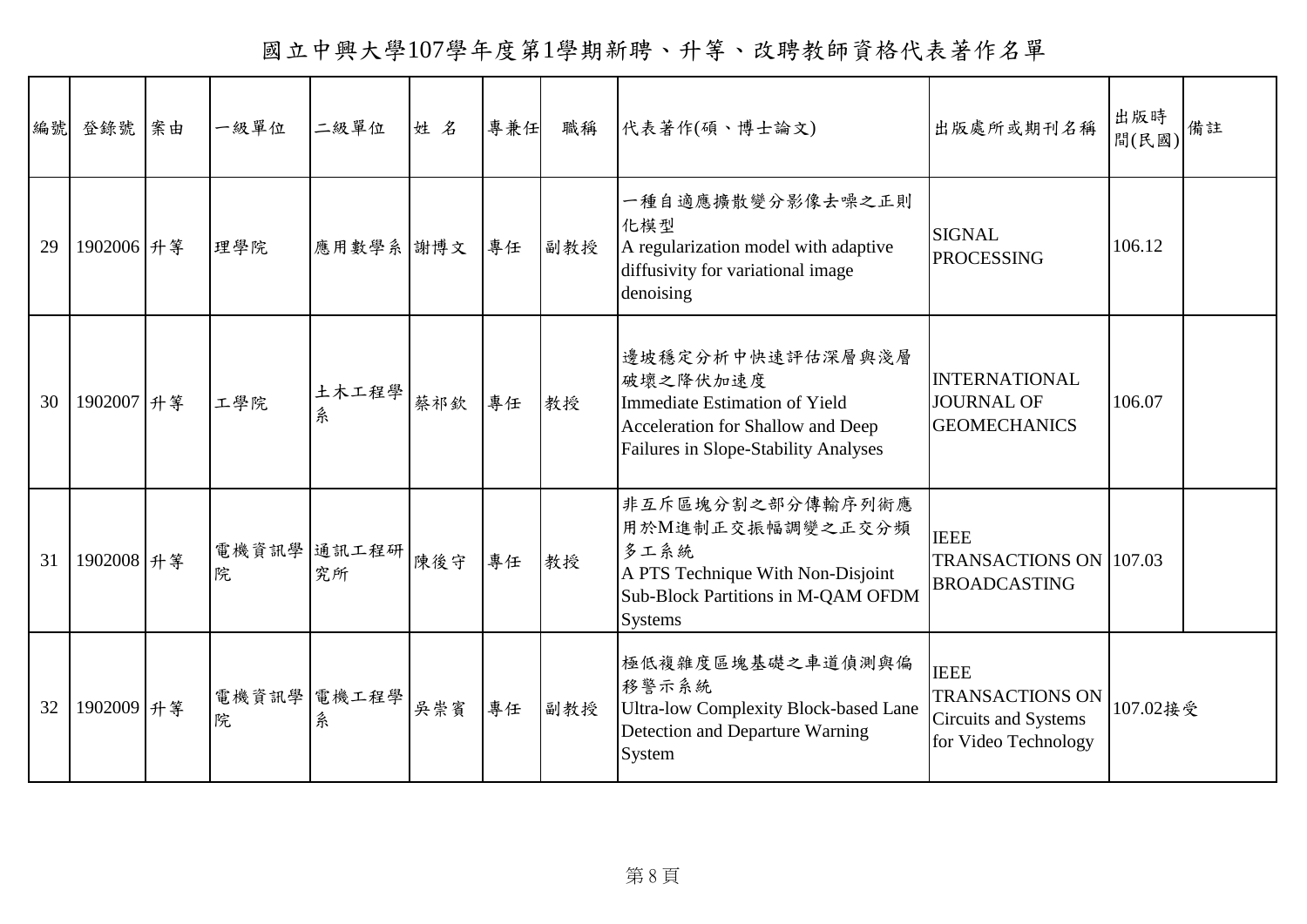# 國立中興大學107學年度第1學期新聘、升等、改聘教師資格代表著作名單

| 編號 | 登錄號 | 案由 | 一級單位 | 二級單位 | 姓 名 | 專兼任 | 職稱 | 代表著作(碩、博士論文) | 出版處所或期刊名稱 | 出版時間(民國) | 備註 |
|---|---|---|---|---|---|---|---|---|---|---|---|
| 29 | 1902006 | 升等 | 理學院 | 應用數學系 | 謝博文 | 專任 | 副教授 | 一種自適應擴散變分影像去噪之正則化模型 A regularization model with adaptive diffusivity for variational image denoising | SIGNAL PROCESSING | 106.12 | |
| 30 | 1902007 | 升等 | 工學院 | 土木工程學系 | 蔡祁欽 | 專任 | 教授 | 邊坡穩定分析中快速評估深層與淺層破壞之降伏加速度 Immediate Estimation of Yield Acceleration for Shallow and Deep Failures in Slope-Stability Analyses | INTERNATIONAL JOURNAL OF GEOMECHANICS | 106.07 | |
| 31 | 1902008 | 升等 | 電機資訊學院 | 通訊工程研究所 | 陳後守 | 專任 | 教授 | 非互斥區塊分割之部分傳輸序列術應用於M進制正交振幅調變之正交分頻多工系統 A PTS Technique With Non-Disjoint Sub-Block Partitions in M-QAM OFDM Systems | IEEE TRANSACTIONS ON BROADCASTING | 107.03 | |
| 32 | 1902009 | 升等 | 電機資訊學院 | 電機工程學系 | 吳崇賓 | 專任 | 副教授 | 極低複雜度區塊基礎之車道偵測與偏移警示系統 Ultra-low Complexity Block-based Lane Detection and Departure Warning System | IEEE TRANSACTIONS ON Circuits and Systems for Video Technology | 107.02接受 | |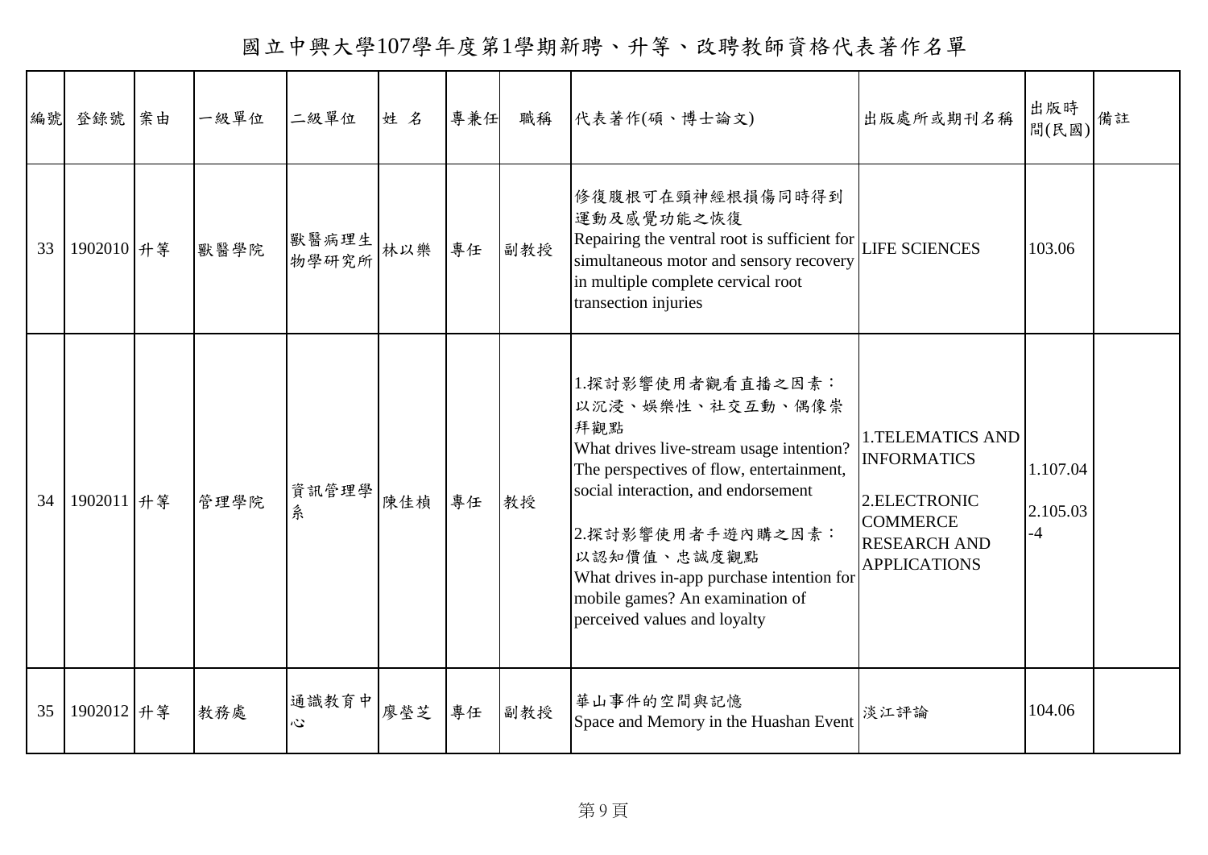# 國立中興大學107學年度第1學期新聘、升等、改聘教師資格代表著作名單

| 編號 | 登錄號 | 案由 | 一級單位 | 二級單位 | 姓 名 | 專兼任 | 職稱 | 代表著作(碩、博士論文) | 出版處所或期刊名稱 | 出版時間(民國) | 備註 |
|---|---|---|---|---|---|---|---|---|---|---|---|
| 33 | 1902010 | 升等 | 獸醫學院 | 獸醫病理生物學研究所 | 林以樂 | 專任 | 副教授 | 修復腹根可在頸神經根損傷同時得到運動及感覺功能之恢復<br>Repairing the ventral root is sufficient for simultaneous motor and sensory recovery in multiple complete cervical root transection injuries | LIFE SCIENCES | 103.06 | |
| 34 | 1902011 | 升等 | 管理學院 | 資訊管理學系 | 陳佳楨 | 專任 | 教授 | 1.探討影響使用者觀看直播之因素：以沉浸、娛樂性、社交互動、偶像崇拜觀點<br>What drives live-stream usage intention? The perspectives of flow, entertainment, social interaction, and endorsement<br>2.探討影響使用者手遊內購之因素：以認知價值、忠誠度觀點<br>What drives in-app purchase intention for mobile games? An examination of perceived values and loyalty | 1.TELEMATICS AND INFORMATICS<br>2.ELECTRONIC COMMERCE RESEARCH AND APPLICATIONS | 1.107.04<br>2.105.03-4 | |
| 35 | 1902012 | 升等 | 教務處 | 通識教育中心 | 廖瑩芝 | 專任 | 副教授 | 華山事件的空間與記憶<br>Space and Memory in the Huashan Event | 淡江評論 | 104.06 | |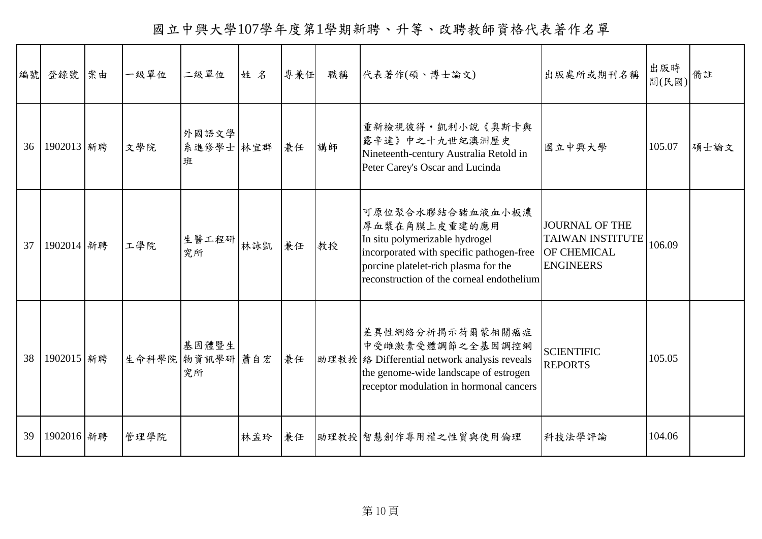# 國立中興大學107學年度第1學期新聘、升等、改聘教師資格代表著作名單

| 編號 | 登錄號 | 案由 | 一級單位 | 二級單位 | 姓 名 | 專兼任 | 職稱 | 代表著作(碩、博士論文) | 出版處所或期刊名稱 | 出版時間(民國) | 備註 |
|---|---|---|---|---|---|---|---|---|---|---|---|
| 36 | 1902013 | 新聘 | 文學院 | 外國語文學系進修學士班 | 林宜群 | 兼任 | 講師 | 重新檢視彼得・凱利小說《奧斯卡與露辛達》中之十九世紀澳洲歷史 Nineteenth-century Australia Retold in Peter Carey's Oscar and Lucinda | 國立中興大學 | 105.07 | 碩士論文 |
| 37 | 1902014 | 新聘 | 工學院 | 生醫工程研究所 | 林詠凱 | 兼任 | 教授 | 可原位聚合水膠結合豬血液血小板濃厚血漿在角膜上皮重建的應用 In situ polymerizable hydrogel incorporated with specific pathogen-free porcine platelet-rich plasma for the reconstruction of the corneal endothelium | JOURNAL OF THE TAIWAN INSTITUTE OF CHEMICAL ENGINEERS | 106.09 | |
| 38 | 1902015 | 新聘 | 生命科學院 | 基因體暨生物資訊學研究所 | 蕭自宏 | 兼任 | 助理教授 | 差異性網絡分析揭示荷爾蒙相關癌症中受雌激素受體調節之全基因調控網絡 Differential network analysis reveals the genome-wide landscape of estrogen receptor modulation in hormonal cancers | SCIENTIFIC REPORTS | 105.05 | |
| 39 | 1902016 | 新聘 | 管理學院 | | 林孟玲 | 兼任 | 助理教授 | 智慧創作專用權之性質與使用倫理 | 科技法學評論 | 104.06 | |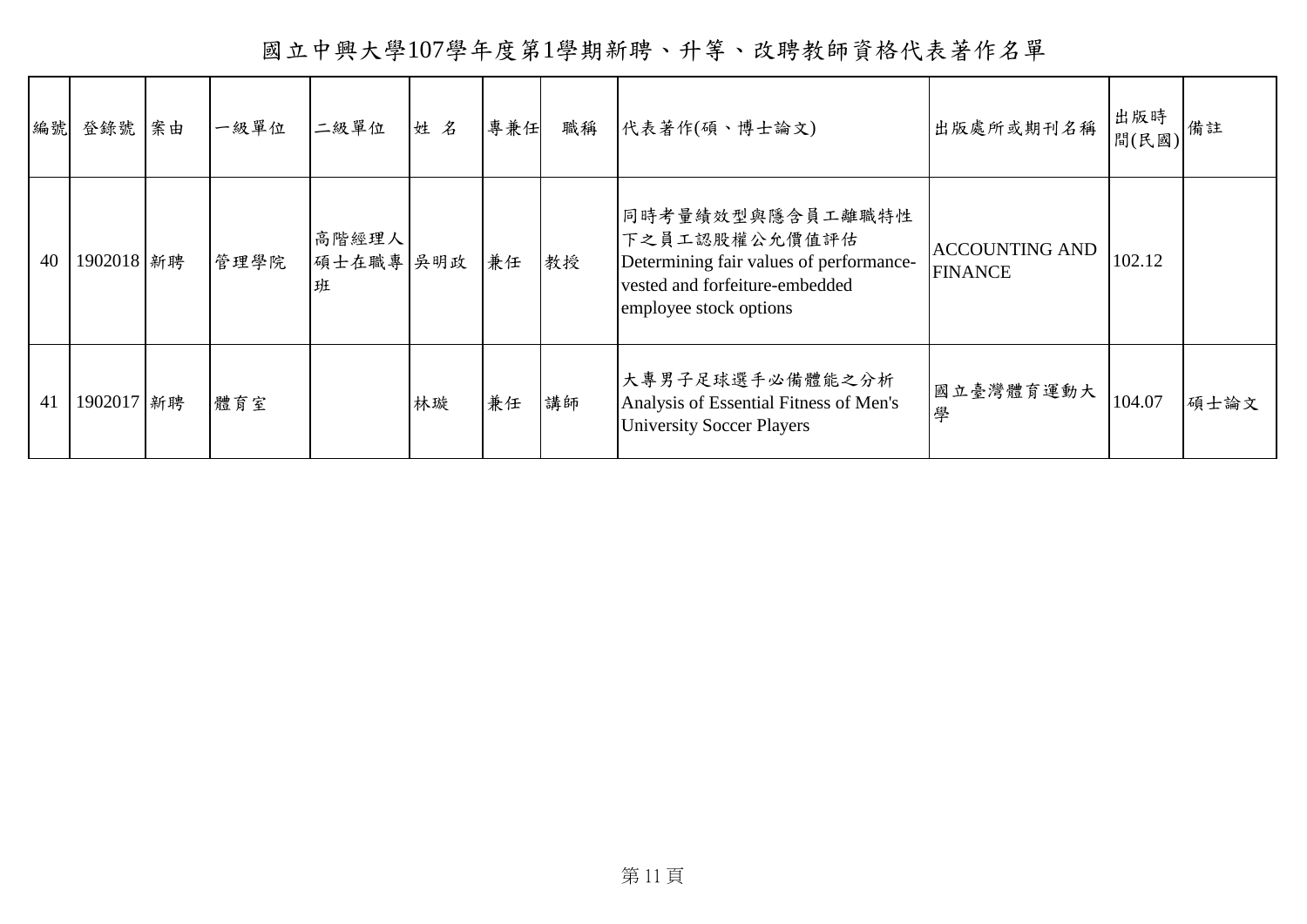# 國立中興大學107學年度第1學期新聘、升等、改聘教師資格代表著作名單

| 編號 | 登錄號 | 案由 | 一級單位 | 二級單位 | 姓 名 | 專兼任 | 職稱 | 代表著作(碩、博士論文) | 出版處所或期刊名稱 | 出版時間(民國) | 備註 |
|---|---|---|---|---|---|---|---|---|---|---|---|
| 40 | 1902018 | 新聘 | 管理學院 | 高階經理人碩士在職專班 | 吳明政 | 兼任 | 教授 | 同時考量績效型與隱含員工離職特性下之員工認股權公允價值評估 Determining fair values of performance-vested and forfeiture-embedded employee stock options | ACCOUNTING AND FINANCE | 102.12 | |
| 41 | 1902017 | 新聘 | 體育室 | | 林璇 | 兼任 | 講師 | 大專男子足球選手必備體能之分析 Analysis of Essential Fitness of Men's University Soccer Players | 國立臺灣體育運動大學 | 104.07 | 碩士論文 |